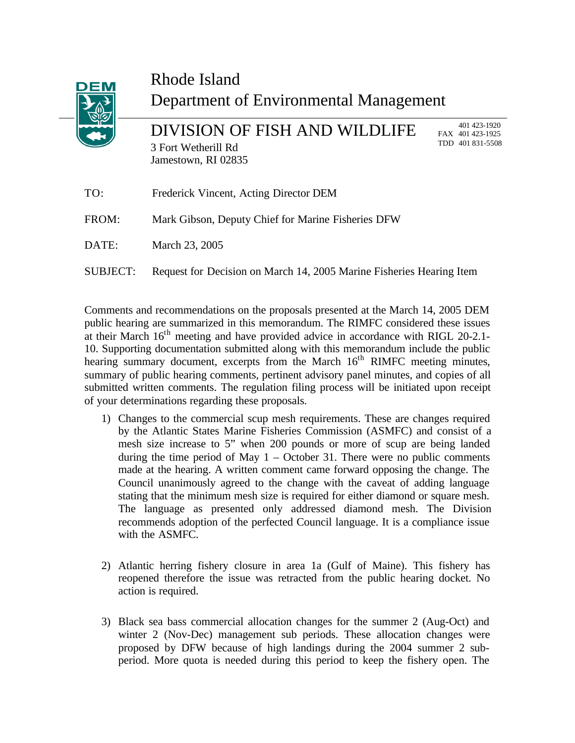# Rhode Island Department of Environmental Management

## DIVISION OF FISH AND WILDLIFE

3 Fort Wetherill Rd
Jamestown, RI 02835

401 423-1920
FAX 401 423-1925
TDD 401 831-5508

TO: Frederick Vincent, Acting Director DEM

FROM: Mark Gibson, Deputy Chief for Marine Fisheries DFW

DATE: March 23, 2005

SUBJECT: Request for Decision on March 14, 2005 Marine Fisheries Hearing Item

Comments and recommendations on the proposals presented at the March 14, 2005 DEM public hearing are summarized in this memorandum. The RIMFC considered these issues at their March 16th meeting and have provided advice in accordance with RIGL 20-2.1-10. Supporting documentation submitted along with this memorandum include the public hearing summary document, excerpts from the March 16th RIMFC meeting minutes, summary of public hearing comments, pertinent advisory panel minutes, and copies of all submitted written comments. The regulation filing process will be initiated upon receipt of your determinations regarding these proposals.

1) Changes to the commercial scup mesh requirements. These are changes required by the Atlantic States Marine Fisheries Commission (ASMFC) and consist of a mesh size increase to 5" when 200 pounds or more of scup are being landed during the time period of May 1 – October 31. There were no public comments made at the hearing. A written comment came forward opposing the change. The Council unanimously agreed to the change with the caveat of adding language stating that the minimum mesh size is required for either diamond or square mesh. The language as presented only addressed diamond mesh. The Division recommends adoption of the perfected Council language. It is a compliance issue with the ASMFC.

2) Atlantic herring fishery closure in area 1a (Gulf of Maine). This fishery has reopened therefore the issue was retracted from the public hearing docket. No action is required.

3) Black sea bass commercial allocation changes for the summer 2 (Aug-Oct) and winter 2 (Nov-Dec) management sub periods. These allocation changes were proposed by DFW because of high landings during the 2004 summer 2 sub-period. More quota is needed during this period to keep the fishery open. The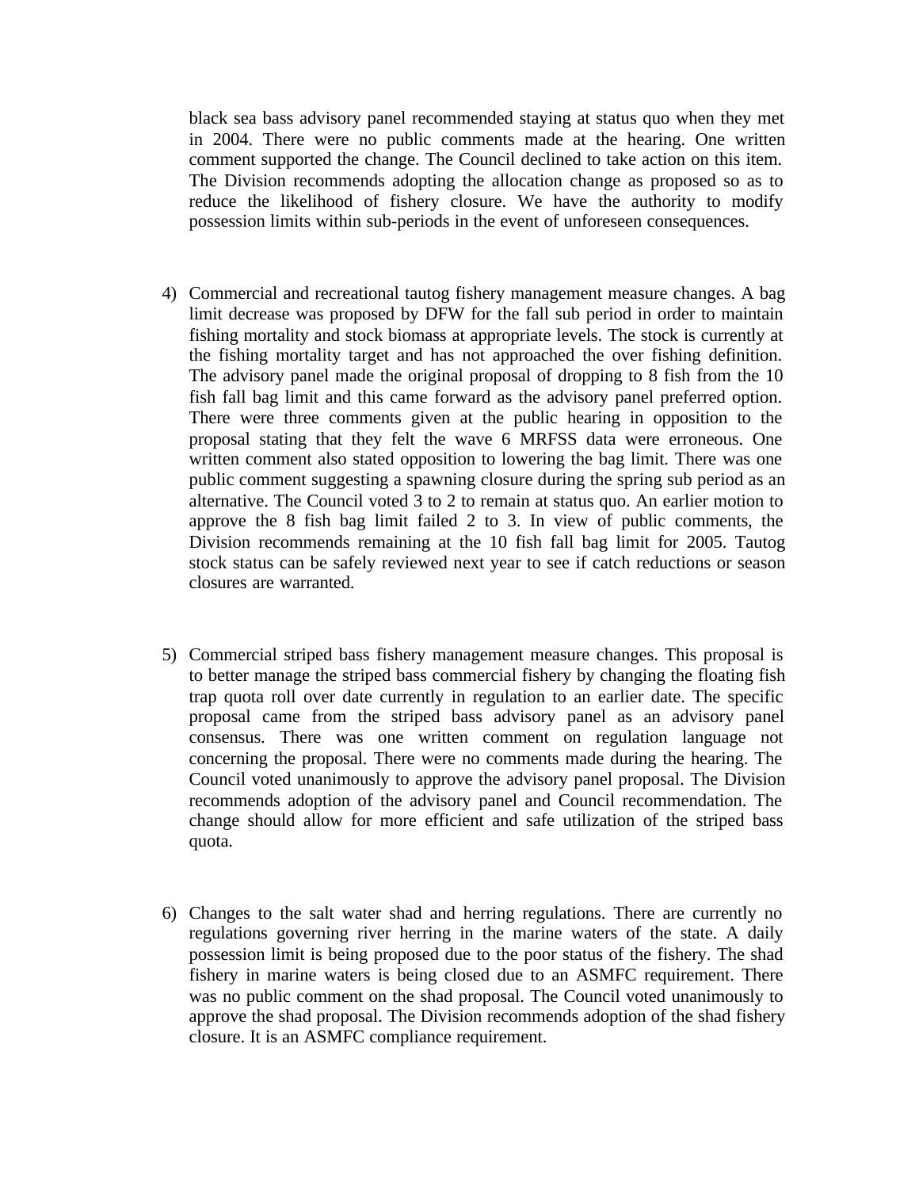black sea bass advisory panel recommended staying at status quo when they met in 2004. There were no public comments made at the hearing. One written comment supported the change. The Council declined to take action on this item. The Division recommends adopting the allocation change as proposed so as to reduce the likelihood of fishery closure. We have the authority to modify possession limits within sub-periods in the event of unforeseen consequences.

4) Commercial and recreational tautog fishery management measure changes. A bag limit decrease was proposed by DFW for the fall sub period in order to maintain fishing mortality and stock biomass at appropriate levels. The stock is currently at the fishing mortality target and has not approached the over fishing definition. The advisory panel made the original proposal of dropping to 8 fish from the 10 fish fall bag limit and this came forward as the advisory panel preferred option. There were three comments given at the public hearing in opposition to the proposal stating that they felt the wave 6 MRFSS data were erroneous. One written comment also stated opposition to lowering the bag limit. There was one public comment suggesting a spawning closure during the spring sub period as an alternative. The Council voted 3 to 2 to remain at status quo. An earlier motion to approve the 8 fish bag limit failed 2 to 3. In view of public comments, the Division recommends remaining at the 10 fish fall bag limit for 2005. Tautog stock status can be safely reviewed next year to see if catch reductions or season closures are warranted.

5) Commercial striped bass fishery management measure changes. This proposal is to better manage the striped bass commercial fishery by changing the floating fish trap quota roll over date currently in regulation to an earlier date. The specific proposal came from the striped bass advisory panel as an advisory panel consensus. There was one written comment on regulation language not concerning the proposal. There were no comments made during the hearing. The Council voted unanimously to approve the advisory panel proposal. The Division recommends adoption of the advisory panel and Council recommendation. The change should allow for more efficient and safe utilization of the striped bass quota.

6) Changes to the salt water shad and herring regulations. There are currently no regulations governing river herring in the marine waters of the state. A daily possession limit is being proposed due to the poor status of the fishery. The shad fishery in marine waters is being closed due to an ASMFC requirement. There was no public comment on the shad proposal. The Council voted unanimously to approve the shad proposal. The Division recommends adoption of the shad fishery closure. It is an ASMFC compliance requirement.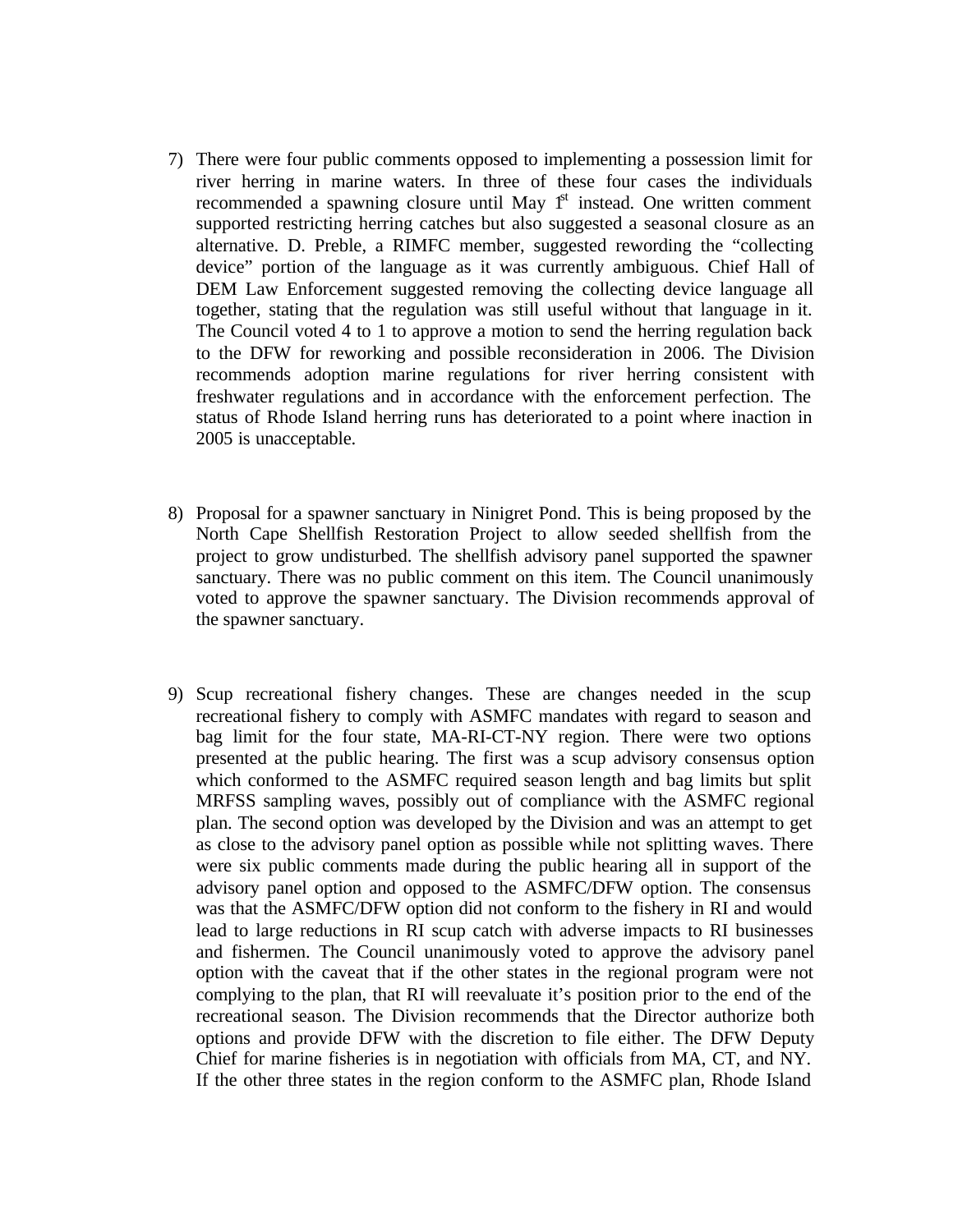7) There were four public comments opposed to implementing a possession limit for river herring in marine waters. In three of these four cases the individuals recommended a spawning closure until May 1st instead. One written comment supported restricting herring catches but also suggested a seasonal closure as an alternative. D. Preble, a RIMFC member, suggested rewording the "collecting device" portion of the language as it was currently ambiguous. Chief Hall of DEM Law Enforcement suggested removing the collecting device language all together, stating that the regulation was still useful without that language in it. The Council voted 4 to 1 to approve a motion to send the herring regulation back to the DFW for reworking and possible reconsideration in 2006. The Division recommends adoption marine regulations for river herring consistent with freshwater regulations and in accordance with the enforcement perfection. The status of Rhode Island herring runs has deteriorated to a point where inaction in 2005 is unacceptable.

8) Proposal for a spawner sanctuary in Ninigret Pond. This is being proposed by the North Cape Shellfish Restoration Project to allow seeded shellfish from the project to grow undisturbed. The shellfish advisory panel supported the spawner sanctuary. There was no public comment on this item. The Council unanimously voted to approve the spawner sanctuary. The Division recommends approval of the spawner sanctuary.

9) Scup recreational fishery changes. These are changes needed in the scup recreational fishery to comply with ASMFC mandates with regard to season and bag limit for the four state, MA-RI-CT-NY region. There were two options presented at the public hearing. The first was a scup advisory consensus option which conformed to the ASMFC required season length and bag limits but split MRFSS sampling waves, possibly out of compliance with the ASMFC regional plan. The second option was developed by the Division and was an attempt to get as close to the advisory panel option as possible while not splitting waves. There were six public comments made during the public hearing all in support of the advisory panel option and opposed to the ASMFC/DFW option. The consensus was that the ASMFC/DFW option did not conform to the fishery in RI and would lead to large reductions in RI scup catch with adverse impacts to RI businesses and fishermen. The Council unanimously voted to approve the advisory panel option with the caveat that if the other states in the regional program were not complying to the plan, that RI will reevaluate it's position prior to the end of the recreational season. The Division recommends that the Director authorize both options and provide DFW with the discretion to file either. The DFW Deputy Chief for marine fisheries is in negotiation with officials from MA, CT, and NY. If the other three states in the region conform to the ASMFC plan, Rhode Island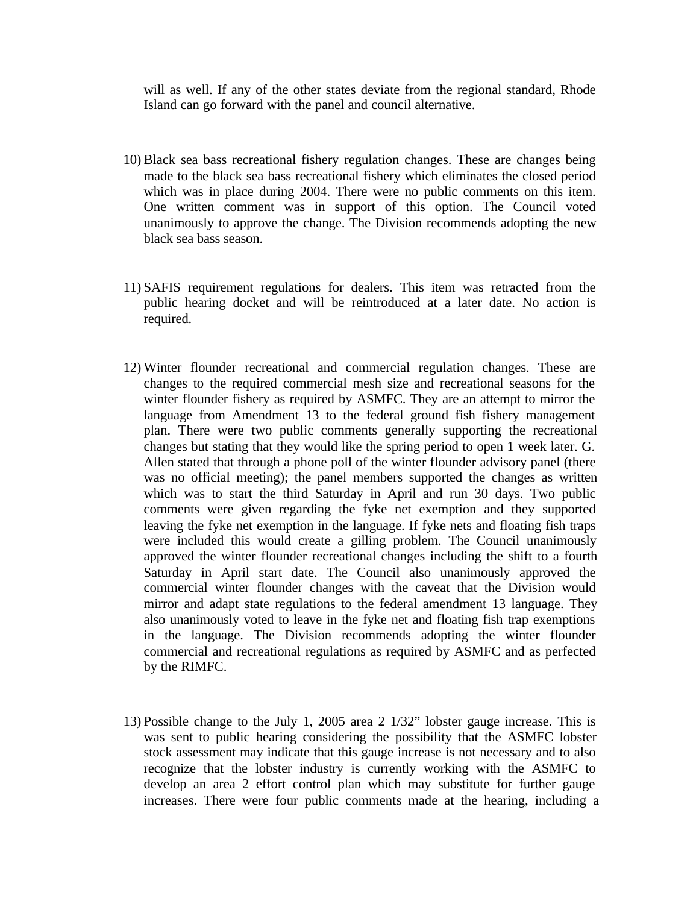will as well. If any of the other states deviate from the regional standard, Rhode Island can go forward with the panel and council alternative.

10) Black sea bass recreational fishery regulation changes. These are changes being made to the black sea bass recreational fishery which eliminates the closed period which was in place during 2004. There were no public comments on this item. One written comment was in support of this option. The Council voted unanimously to approve the change. The Division recommends adopting the new black sea bass season.

11) SAFIS requirement regulations for dealers. This item was retracted from the public hearing docket and will be reintroduced at a later date. No action is required.

12) Winter flounder recreational and commercial regulation changes. These are changes to the required commercial mesh size and recreational seasons for the winter flounder fishery as required by ASMFC. They are an attempt to mirror the language from Amendment 13 to the federal ground fish fishery management plan. There were two public comments generally supporting the recreational changes but stating that they would like the spring period to open 1 week later. G. Allen stated that through a phone poll of the winter flounder advisory panel (there was no official meeting); the panel members supported the changes as written which was to start the third Saturday in April and run 30 days. Two public comments were given regarding the fyke net exemption and they supported leaving the fyke net exemption in the language. If fyke nets and floating fish traps were included this would create a gilling problem. The Council unanimously approved the winter flounder recreational changes including the shift to a fourth Saturday in April start date. The Council also unanimously approved the commercial winter flounder changes with the caveat that the Division would mirror and adapt state regulations to the federal amendment 13 language. They also unanimously voted to leave in the fyke net and floating fish trap exemptions in the language. The Division recommends adopting the winter flounder commercial and recreational regulations as required by ASMFC and as perfected by the RIMFC.

13) Possible change to the July 1, 2005 area 2 1/32" lobster gauge increase. This is was sent to public hearing considering the possibility that the ASMFC lobster stock assessment may indicate that this gauge increase is not necessary and to also recognize that the lobster industry is currently working with the ASMFC to develop an area 2 effort control plan which may substitute for further gauge increases. There were four public comments made at the hearing, including a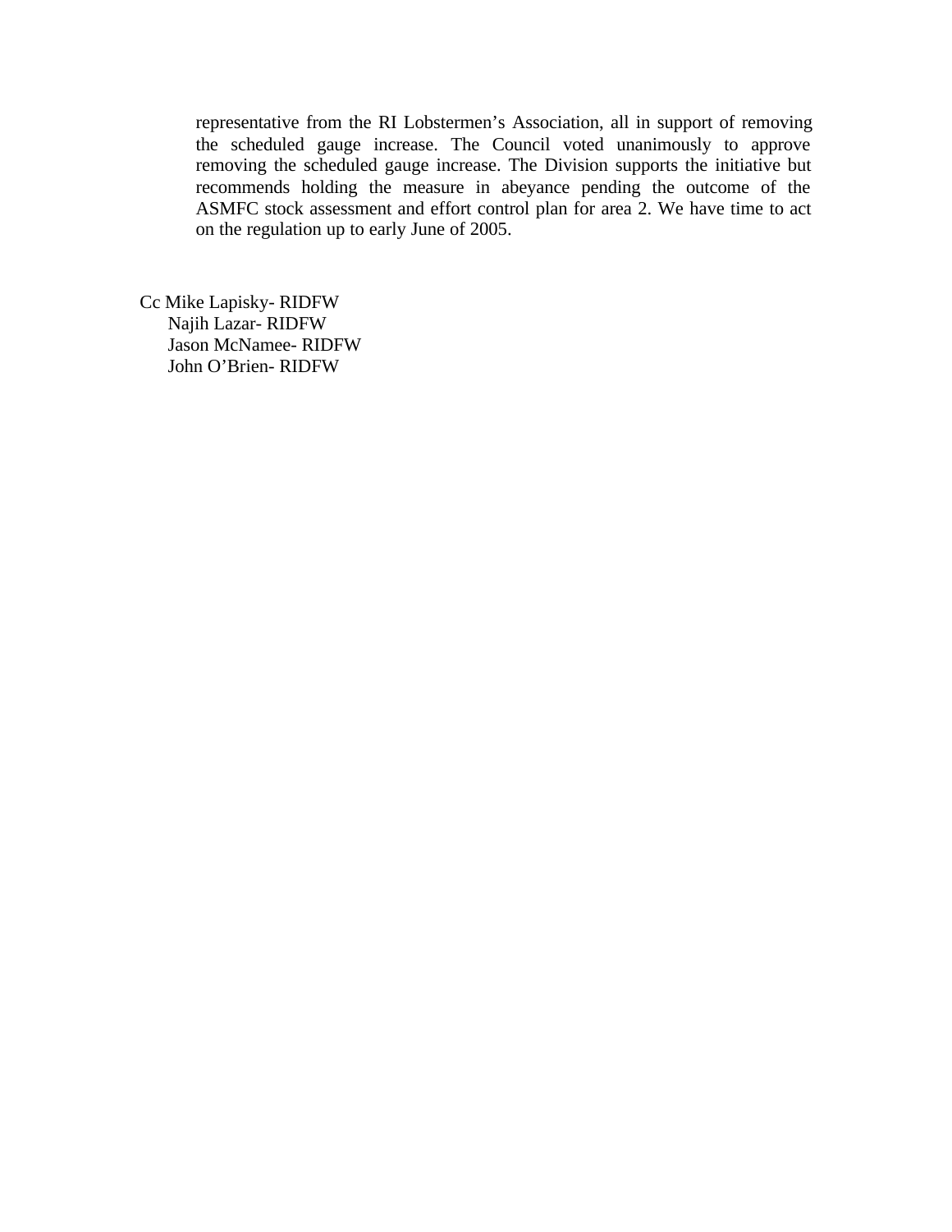representative from the RI Lobstermen's Association, all in support of removing the scheduled gauge increase. The Council voted unanimously to approve removing the scheduled gauge increase. The Division supports the initiative but recommends holding the measure in abeyance pending the outcome of the ASMFC stock assessment and effort control plan for area 2. We have time to act on the regulation up to early June of 2005.

Cc Mike Lapisky- RIDFW
Najih Lazar- RIDFW
Jason McNamee- RIDFW
John O'Brien- RIDFW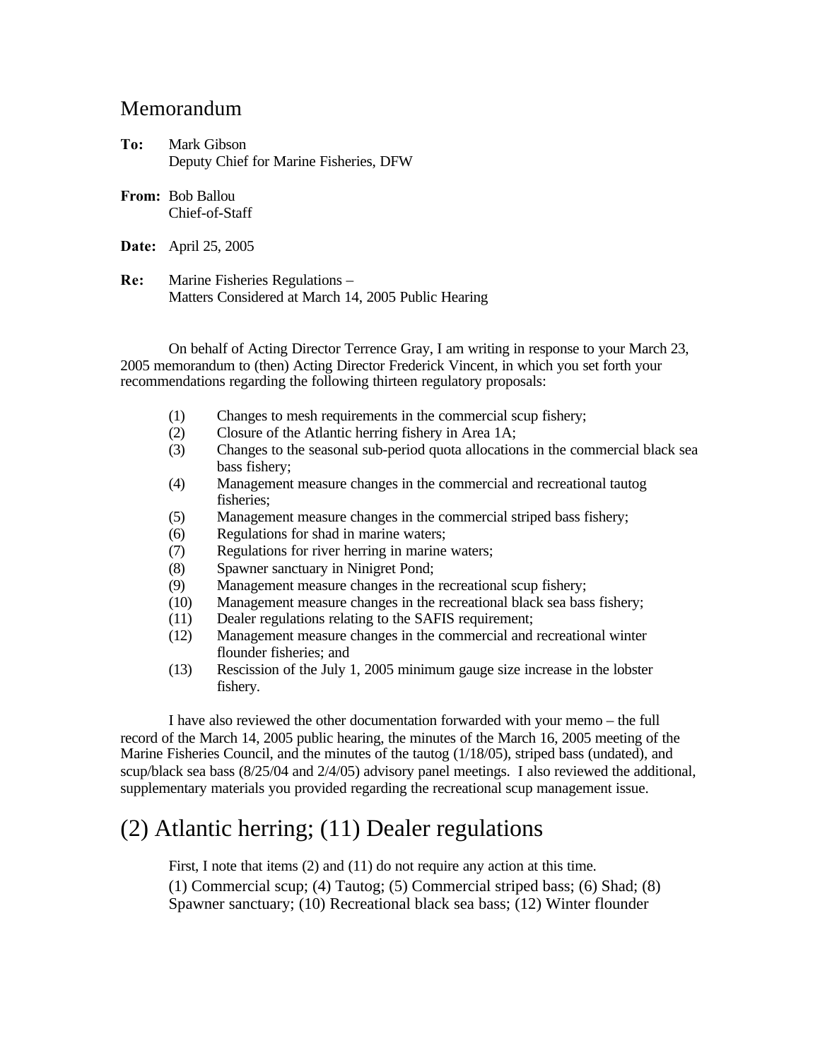# Memorandum

**To:** Mark Gibson
Deputy Chief for Marine Fisheries, DFW

**From:** Bob Ballou
Chief-of-Staff

**Date:** April 25, 2005

**Re:** Marine Fisheries Regulations –
Matters Considered at March 14, 2005 Public Hearing

On behalf of Acting Director Terrence Gray, I am writing in response to your March 23, 2005 memorandum to (then) Acting Director Frederick Vincent, in which you set forth your recommendations regarding the following thirteen regulatory proposals:

(1) Changes to mesh requirements in the commercial scup fishery;
(2) Closure of the Atlantic herring fishery in Area 1A;
(3) Changes to the seasonal sub-period quota allocations in the commercial black sea bass fishery;
(4) Management measure changes in the commercial and recreational tautog fisheries;
(5) Management measure changes in the commercial striped bass fishery;
(6) Regulations for shad in marine waters;
(7) Regulations for river herring in marine waters;
(8) Spawner sanctuary in Ninigret Pond;
(9) Management measure changes in the recreational scup fishery;
(10) Management measure changes in the recreational black sea bass fishery;
(11) Dealer regulations relating to the SAFIS requirement;
(12) Management measure changes in the commercial and recreational winter flounder fisheries; and
(13) Rescission of the July 1, 2005 minimum gauge size increase in the lobster fishery.

I have also reviewed the other documentation forwarded with your memo – the full record of the March 14, 2005 public hearing, the minutes of the March 16, 2005 meeting of the Marine Fisheries Council, and the minutes of the tautog (1/18/05), striped bass (undated), and scup/black sea bass (8/25/04 and 2/4/05) advisory panel meetings. I also reviewed the additional, supplementary materials you provided regarding the recreational scup management issue.

## (2) Atlantic herring; (11) Dealer regulations

First, I note that items (2) and (11) do not require any action at this time.

(1) Commercial scup; (4) Tautog; (5) Commercial striped bass; (6) Shad; (8) Spawner sanctuary; (10) Recreational black sea bass; (12) Winter flounder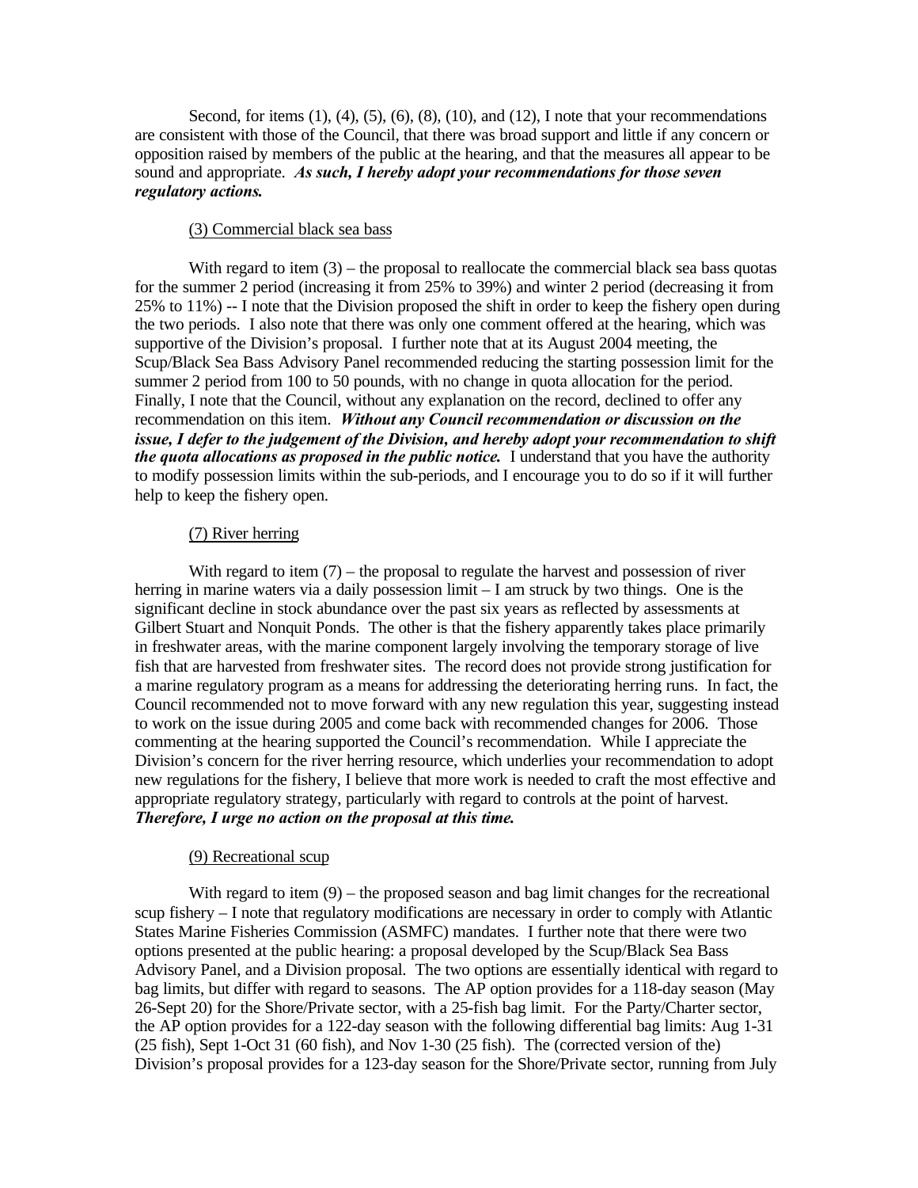Second, for items (1), (4), (5), (6), (8), (10), and (12), I note that your recommendations are consistent with those of the Council, that there was broad support and little if any concern or opposition raised by members of the public at the hearing, and that the measures all appear to be sound and appropriate. ***As such, I hereby adopt your recommendations for those seven regulatory actions.***

(3) Commercial black sea bass

With regard to item (3) – the proposal to reallocate the commercial black sea bass quotas for the summer 2 period (increasing it from 25% to 39%) and winter 2 period (decreasing it from 25% to 11%) -- I note that the Division proposed the shift in order to keep the fishery open during the two periods. I also note that there was only one comment offered at the hearing, which was supportive of the Division's proposal. I further note that at its August 2004 meeting, the Scup/Black Sea Bass Advisory Panel recommended reducing the starting possession limit for the summer 2 period from 100 to 50 pounds, with no change in quota allocation for the period. Finally, I note that the Council, without any explanation on the record, declined to offer any recommendation on this item. ***Without any Council recommendation or discussion on the issue, I defer to the judgement of the Division, and hereby adopt your recommendation to shift the quota allocations as proposed in the public notice.*** I understand that you have the authority to modify possession limits within the sub-periods, and I encourage you to do so if it will further help to keep the fishery open.

(7) River herring

With regard to item (7) – the proposal to regulate the harvest and possession of river herring in marine waters via a daily possession limit – I am struck by two things. One is the significant decline in stock abundance over the past six years as reflected by assessments at Gilbert Stuart and Nonquit Ponds. The other is that the fishery apparently takes place primarily in freshwater areas, with the marine component largely involving the temporary storage of live fish that are harvested from freshwater sites. The record does not provide strong justification for a marine regulatory program as a means for addressing the deteriorating herring runs. In fact, the Council recommended not to move forward with any new regulation this year, suggesting instead to work on the issue during 2005 and come back with recommended changes for 2006. Those commenting at the hearing supported the Council's recommendation. While I appreciate the Division's concern for the river herring resource, which underlies your recommendation to adopt new regulations for the fishery, I believe that more work is needed to craft the most effective and appropriate regulatory strategy, particularly with regard to controls at the point of harvest. ***Therefore, I urge no action on the proposal at this time.***

(9) Recreational scup

With regard to item (9) – the proposed season and bag limit changes for the recreational scup fishery – I note that regulatory modifications are necessary in order to comply with Atlantic States Marine Fisheries Commission (ASMFC) mandates. I further note that there were two options presented at the public hearing: a proposal developed by the Scup/Black Sea Bass Advisory Panel, and a Division proposal. The two options are essentially identical with regard to bag limits, but differ with regard to seasons. The AP option provides for a 118-day season (May 26-Sept 20) for the Shore/Private sector, with a 25-fish bag limit. For the Party/Charter sector, the AP option provides for a 122-day season with the following differential bag limits: Aug 1-31 (25 fish), Sept 1-Oct 31 (60 fish), and Nov 1-30 (25 fish). The (corrected version of the) Division's proposal provides for a 123-day season for the Shore/Private sector, running from July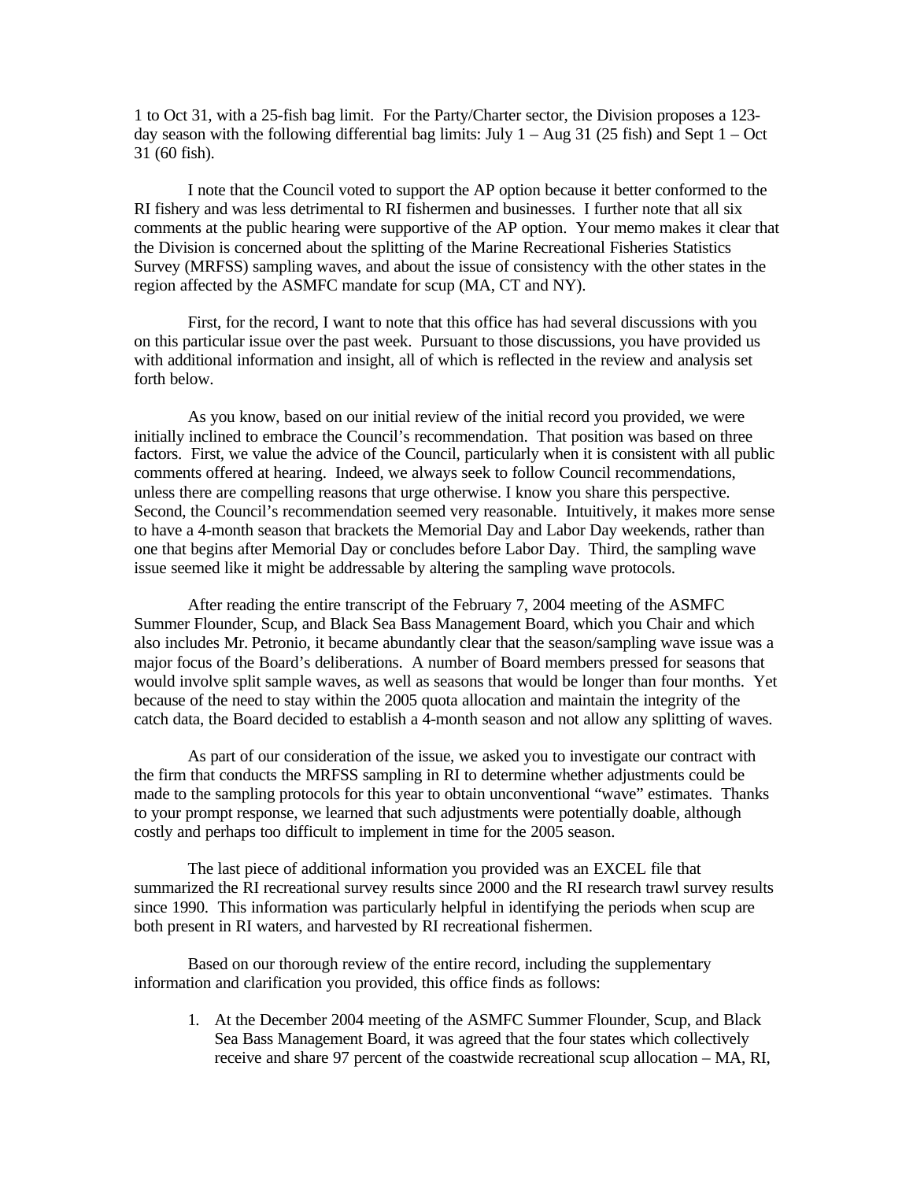1 to Oct 31, with a 25-fish bag limit. For the Party/Charter sector, the Division proposes a 123-day season with the following differential bag limits: July 1 – Aug 31 (25 fish) and Sept 1 – Oct 31 (60 fish).

I note that the Council voted to support the AP option because it better conformed to the RI fishery and was less detrimental to RI fishermen and businesses. I further note that all six comments at the public hearing were supportive of the AP option. Your memo makes it clear that the Division is concerned about the splitting of the Marine Recreational Fisheries Statistics Survey (MRFSS) sampling waves, and about the issue of consistency with the other states in the region affected by the ASMFC mandate for scup (MA, CT and NY).

First, for the record, I want to note that this office has had several discussions with you on this particular issue over the past week. Pursuant to those discussions, you have provided us with additional information and insight, all of which is reflected in the review and analysis set forth below.

As you know, based on our initial review of the initial record you provided, we were initially inclined to embrace the Council's recommendation. That position was based on three factors. First, we value the advice of the Council, particularly when it is consistent with all public comments offered at hearing. Indeed, we always seek to follow Council recommendations, unless there are compelling reasons that urge otherwise. I know you share this perspective. Second, the Council's recommendation seemed very reasonable. Intuitively, it makes more sense to have a 4-month season that brackets the Memorial Day and Labor Day weekends, rather than one that begins after Memorial Day or concludes before Labor Day. Third, the sampling wave issue seemed like it might be addressable by altering the sampling wave protocols.

After reading the entire transcript of the February 7, 2004 meeting of the ASMFC Summer Flounder, Scup, and Black Sea Bass Management Board, which you Chair and which also includes Mr. Petronio, it became abundantly clear that the season/sampling wave issue was a major focus of the Board's deliberations. A number of Board members pressed for seasons that would involve split sample waves, as well as seasons that would be longer than four months. Yet because of the need to stay within the 2005 quota allocation and maintain the integrity of the catch data, the Board decided to establish a 4-month season and not allow any splitting of waves.

As part of our consideration of the issue, we asked you to investigate our contract with the firm that conducts the MRFSS sampling in RI to determine whether adjustments could be made to the sampling protocols for this year to obtain unconventional "wave" estimates. Thanks to your prompt response, we learned that such adjustments were potentially doable, although costly and perhaps too difficult to implement in time for the 2005 season.

The last piece of additional information you provided was an EXCEL file that summarized the RI recreational survey results since 2000 and the RI research trawl survey results since 1990. This information was particularly helpful in identifying the periods when scup are both present in RI waters, and harvested by RI recreational fishermen.

Based on our thorough review of the entire record, including the supplementary information and clarification you provided, this office finds as follows:

1. At the December 2004 meeting of the ASMFC Summer Flounder, Scup, and Black Sea Bass Management Board, it was agreed that the four states which collectively receive and share 97 percent of the coastwide recreational scup allocation – MA, RI,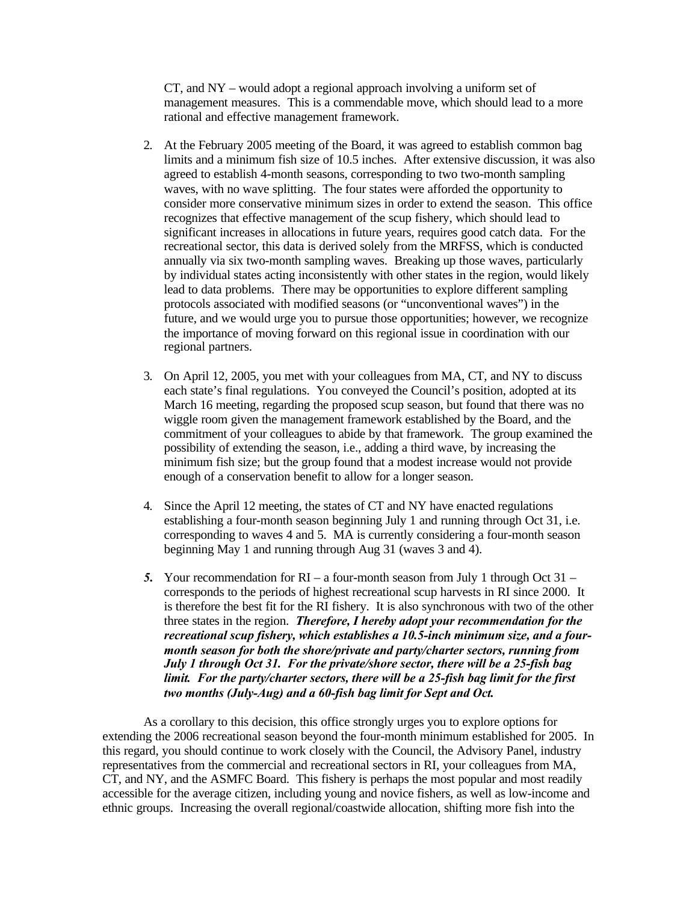CT, and NY – would adopt a regional approach involving a uniform set of management measures. This is a commendable move, which should lead to a more rational and effective management framework.

2. At the February 2005 meeting of the Board, it was agreed to establish common bag limits and a minimum fish size of 10.5 inches. After extensive discussion, it was also agreed to establish 4-month seasons, corresponding to two two-month sampling waves, with no wave splitting. The four states were afforded the opportunity to consider more conservative minimum sizes in order to extend the season. This office recognizes that effective management of the scup fishery, which should lead to significant increases in allocations in future years, requires good catch data. For the recreational sector, this data is derived solely from the MRFSS, which is conducted annually via six two-month sampling waves. Breaking up those waves, particularly by individual states acting inconsistently with other states in the region, would likely lead to data problems. There may be opportunities to explore different sampling protocols associated with modified seasons (or "unconventional waves") in the future, and we would urge you to pursue those opportunities; however, we recognize the importance of moving forward on this regional issue in coordination with our regional partners.

3. On April 12, 2005, you met with your colleagues from MA, CT, and NY to discuss each state's final regulations. You conveyed the Council's position, adopted at its March 16 meeting, regarding the proposed scup season, but found that there was no wiggle room given the management framework established by the Board, and the commitment of your colleagues to abide by that framework. The group examined the possibility of extending the season, i.e., adding a third wave, by increasing the minimum fish size; but the group found that a modest increase would not provide enough of a conservation benefit to allow for a longer season.

4. Since the April 12 meeting, the states of CT and NY have enacted regulations establishing a four-month season beginning July 1 and running through Oct 31, i.e. corresponding to waves 4 and 5. MA is currently considering a four-month season beginning May 1 and running through Aug 31 (waves 3 and 4).

***5.*** Your recommendation for RI – a four-month season from July 1 through Oct 31 – corresponds to the periods of highest recreational scup harvests in RI since 2000. It is therefore the best fit for the RI fishery. It is also synchronous with two of the other three states in the region. ***Therefore, I hereby adopt your recommendation for the recreational scup fishery, which establishes a 10.5-inch minimum size, and a four-month season for both the shore/private and party/charter sectors, running from July 1 through Oct 31. For the private/shore sector, there will be a 25-fish bag limit. For the party/charter sectors, there will be a 25-fish bag limit for the first two months (July-Aug) and a 60-fish bag limit for Sept and Oct.***

As a corollary to this decision, this office strongly urges you to explore options for extending the 2006 recreational season beyond the four-month minimum established for 2005. In this regard, you should continue to work closely with the Council, the Advisory Panel, industry representatives from the commercial and recreational sectors in RI, your colleagues from MA, CT, and NY, and the ASMFC Board. This fishery is perhaps the most popular and most readily accessible for the average citizen, including young and novice fishers, as well as low-income and ethnic groups. Increasing the overall regional/coastwide allocation, shifting more fish into the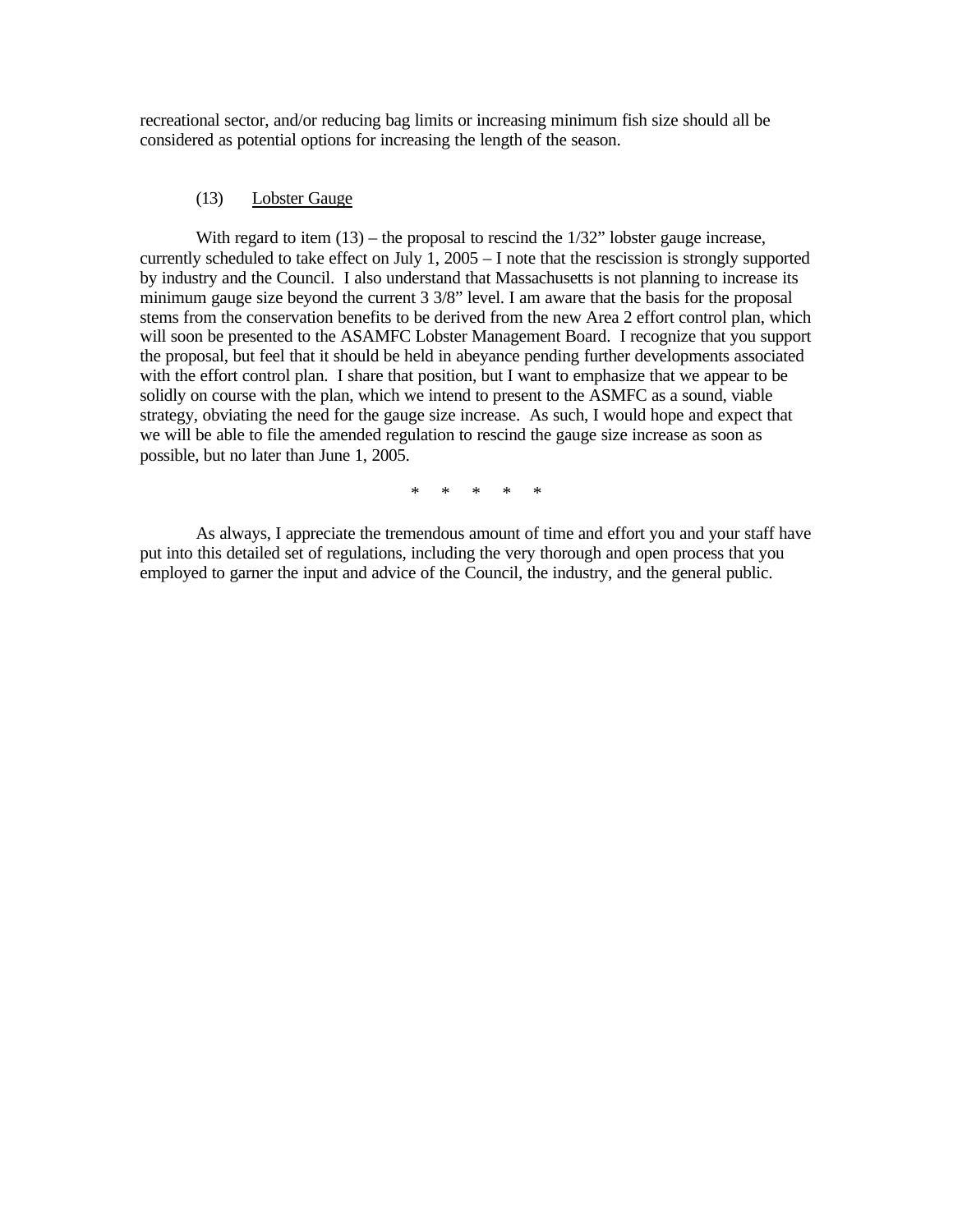recreational sector, and/or reducing bag limits or increasing minimum fish size should all be considered as potential options for increasing the length of the season.

(13) Lobster Gauge

With regard to item (13) – the proposal to rescind the 1/32" lobster gauge increase, currently scheduled to take effect on July 1, 2005 – I note that the rescission is strongly supported by industry and the Council. I also understand that Massachusetts is not planning to increase its minimum gauge size beyond the current 3 3/8" level. I am aware that the basis for the proposal stems from the conservation benefits to be derived from the new Area 2 effort control plan, which will soon be presented to the ASAMFC Lobster Management Board. I recognize that you support the proposal, but feel that it should be held in abeyance pending further developments associated with the effort control plan. I share that position, but I want to emphasize that we appear to be solidly on course with the plan, which we intend to present to the ASMFC as a sound, viable strategy, obviating the need for the gauge size increase. As such, I would hope and expect that we will be able to file the amended regulation to rescind the gauge size increase as soon as possible, but no later than June 1, 2005.

\* \* \* \* \*

As always, I appreciate the tremendous amount of time and effort you and your staff have put into this detailed set of regulations, including the very thorough and open process that you employed to garner the input and advice of the Council, the industry, and the general public.